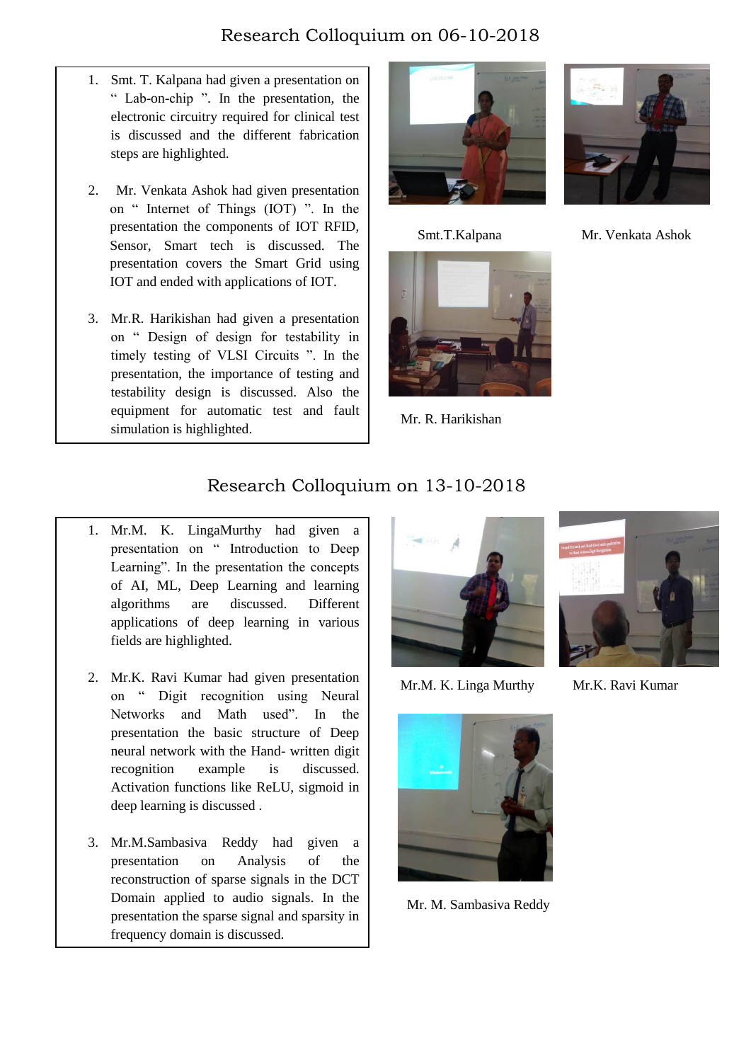# Research Colloquium on 06-10-2018

1. Smt. T. Kalpana had given a presentation on " Lab-on-chip ". In the presentation, the electronic circuitry required for clinical test is discussed and the different fabrication steps are highlighted.

2. Mr. Venkata Ashok had given presentation on " Internet of Things (IOT) ". In the presentation the components of IOT RFID, Sensor, Smart tech is discussed. The presentation covers the Smart Grid using IOT and ended with applications of IOT.

3. Mr.R. Harikishan had given a presentation on " Design of design for testability in timely testing of VLSI Circuits ". In the presentation, the importance of testing and testability design is discussed. Also the equipment for automatic test and fault simulation is highlighted.

Smt.T.Kalpana

Mr. Venkata Ashok

Mr. R. Harikishan

# Research Colloquium on 13-10-2018

1. Mr.M. K. LingaMurthy had given a presentation on " Introduction to Deep Learning". In the presentation the concepts of AI, ML, Deep Learning and learning algorithms are discussed. Different applications of deep learning in various fields are highlighted.

2. Mr.K. Ravi Kumar had given presentation on " Digit recognition using Neural Networks and Math used". In the presentation the basic structure of Deep neural network with the Hand- written digit recognition example is discussed. Activation functions like ReLU, sigmoid in deep learning is discussed .

3. Mr.M.Sambasiva Reddy had given a presentation on Analysis of the reconstruction of sparse signals in the DCT Domain applied to audio signals. In the presentation the sparse signal and sparsity in frequency domain is discussed.

Mr.M. K. Linga Murthy

Mr.K. Ravi Kumar

Mr. M. Sambasiva Reddy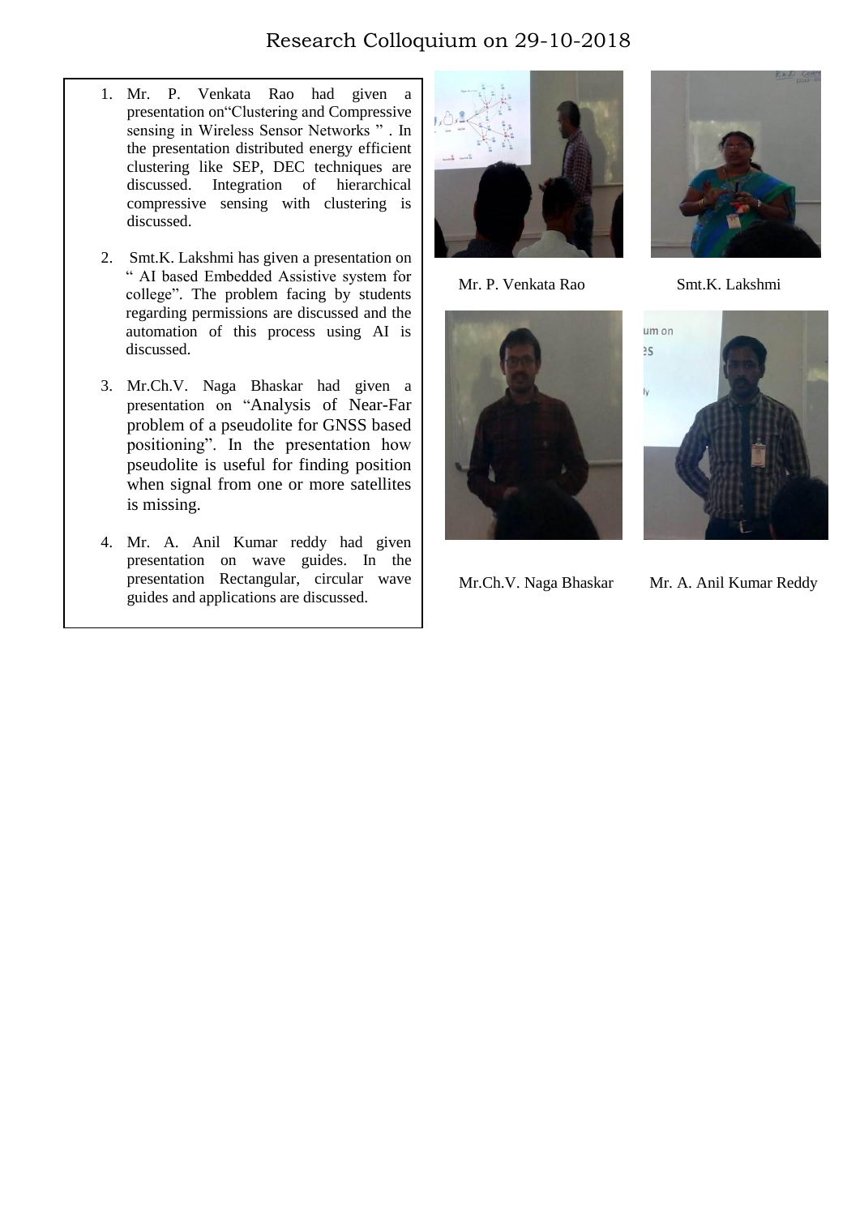# Research Colloquium on 29-10-2018

1. Mr. P. Venkata Rao had given a presentation on"Clustering and Compressive sensing in Wireless Sensor Networks " . In the presentation distributed energy efficient clustering like SEP, DEC techniques are discussed. Integration of hierarchical compressive sensing with clustering is discussed.

2. Smt.K. Lakshmi has given a presentation on " AI based Embedded Assistive system for college". The problem facing by students regarding permissions are discussed and the automation of this process using AI is discussed.

3. Mr.Ch.V. Naga Bhaskar had given a presentation on "Analysis of Near-Far problem of a pseudolite for GNSS based positioning". In the presentation how pseudolite is useful for finding position when signal from one or more satellites is missing.

4. Mr. A. Anil Kumar reddy had given presentation on wave guides. In the presentation Rectangular, circular wave guides and applications are discussed.

Mr. P. Venkata Rao

Smt.K. Lakshmi

Mr.Ch.V. Naga Bhaskar

Mr. A. Anil Kumar Reddy